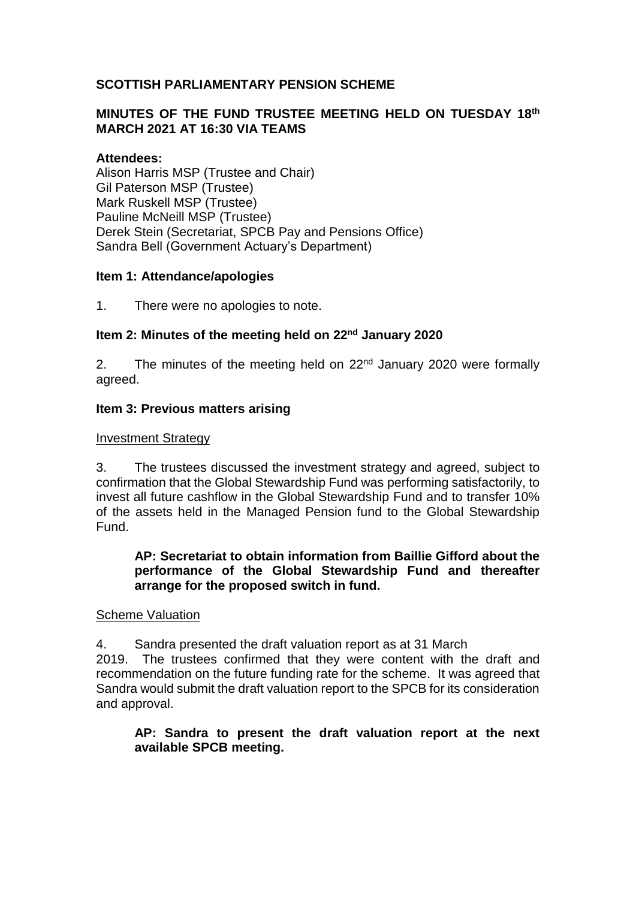**SCOTTISH PARLIAMENTARY PENSION SCHEME**

**MINUTES OF THE FUND TRUSTEE MEETING HELD ON TUESDAY 18th MARCH 2021 AT 16:30 VIA TEAMS**

**Attendees:**

Alison Harris MSP (Trustee and Chair)
Gil Paterson MSP (Trustee)
Mark Ruskell MSP (Trustee)
Pauline McNeill MSP (Trustee)
Derek Stein (Secretariat, SPCB Pay and Pensions Office)
Sandra Bell (Government Actuary's Department)

**Item 1: Attendance/apologies**

1. There were no apologies to note.

**Item 2: Minutes of the meeting held on 22nd January 2020**

2. The minutes of the meeting held on 22nd January 2020 were formally agreed.

**Item 3: Previous matters arising**

Investment Strategy

3. The trustees discussed the investment strategy and agreed, subject to confirmation that the Global Stewardship Fund was performing satisfactorily, to invest all future cashflow in the Global Stewardship Fund and to transfer 10% of the assets held in the Managed Pension fund to the Global Stewardship Fund.

> **AP: Secretariat to obtain information from Baillie Gifford about the performance of the Global Stewardship Fund and thereafter arrange for the proposed switch in fund.**

Scheme Valuation

4. Sandra presented the draft valuation report as at 31 March 2019. The trustees confirmed that they were content with the draft and recommendation on the future funding rate for the scheme. It was agreed that Sandra would submit the draft valuation report to the SPCB for its consideration and approval.

> **AP: Sandra to present the draft valuation report at the next available SPCB meeting.**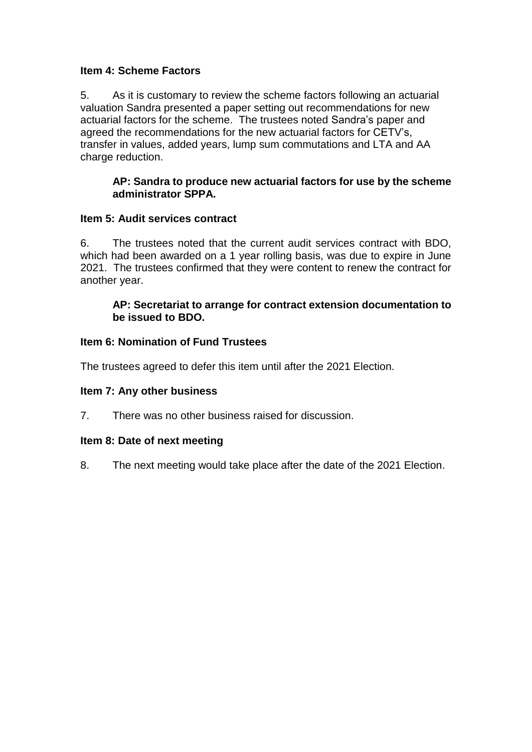**Item 4: Scheme Factors**

5. As it is customary to review the scheme factors following an actuarial valuation Sandra presented a paper setting out recommendations for new actuarial factors for the scheme. The trustees noted Sandra's paper and agreed the recommendations for the new actuarial factors for CETV's, transfer in values, added years, lump sum commutations and LTA and AA charge reduction.

> **AP: Sandra to produce new actuarial factors for use by the scheme administrator SPPA.**

**Item 5: Audit services contract**

6. The trustees noted that the current audit services contract with BDO, which had been awarded on a 1 year rolling basis, was due to expire in June 2021. The trustees confirmed that they were content to renew the contract for another year.

> **AP: Secretariat to arrange for contract extension documentation to be issued to BDO.**

**Item 6: Nomination of Fund Trustees**

The trustees agreed to defer this item until after the 2021 Election.

**Item 7: Any other business**

7. There was no other business raised for discussion.

**Item 8: Date of next meeting**

8. The next meeting would take place after the date of the 2021 Election.